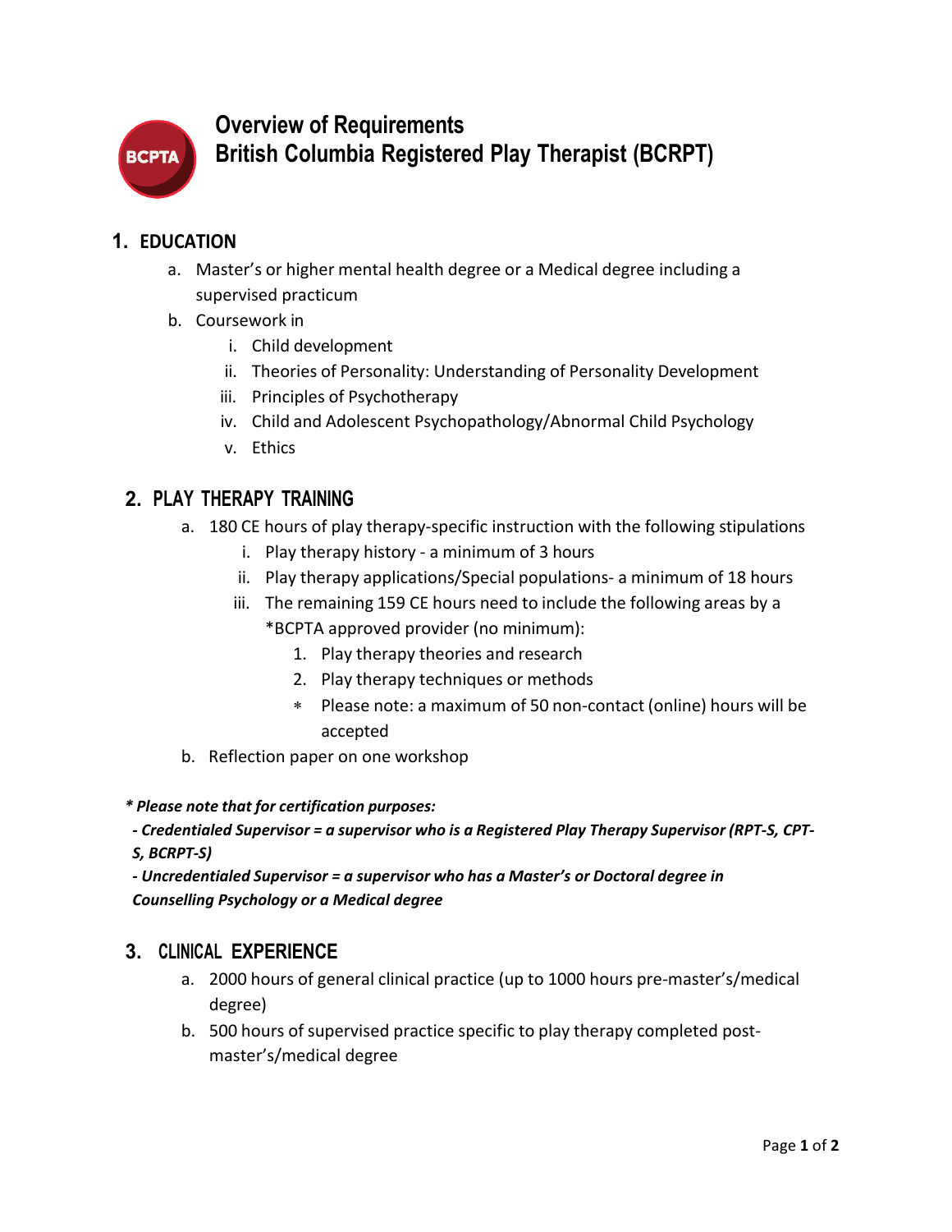# Overview of Requirements
# British Columbia Registered Play Therapist (BCRPT)

## 1. EDUCATION

a. Master's or higher mental health degree or a Medical degree including a supervised practicum
b. Coursework in
   i. Child development
   ii. Theories of Personality: Understanding of Personality Development
   iii. Principles of Psychotherapy
   iv. Child and Adolescent Psychopathology/Abnormal Child Psychology
   v. Ethics

## 2. PLAY THERAPY TRAINING

a. 180 CE hours of play therapy-specific instruction with the following stipulations
   i. Play therapy history - a minimum of 3 hours
   ii. Play therapy applications/Special populations- a minimum of 18 hours
   iii. The remaining 159 CE hours need to include the following areas by a *BCPTA approved provider (no minimum):
      1. Play therapy theories and research
      2. Play therapy techniques or methods
      * Please note: a maximum of 50 non-contact (online) hours will be accepted
b. Reflection paper on one workshop

***\* Please note that for certification purposes:***

***- Credentialed Supervisor = a supervisor who is a Registered Play Therapy Supervisor (RPT-S, CPT-S, BCRPT-S)***

***- Uncredentialed Supervisor = a supervisor who has a Master's or Doctoral degree in Counselling Psychology or a Medical degree***

## 3. CLINICAL EXPERIENCE

a. 2000 hours of general clinical practice (up to 1000 hours pre-master's/medical degree)
b. 500 hours of supervised practice specific to play therapy completed post-master's/medical degree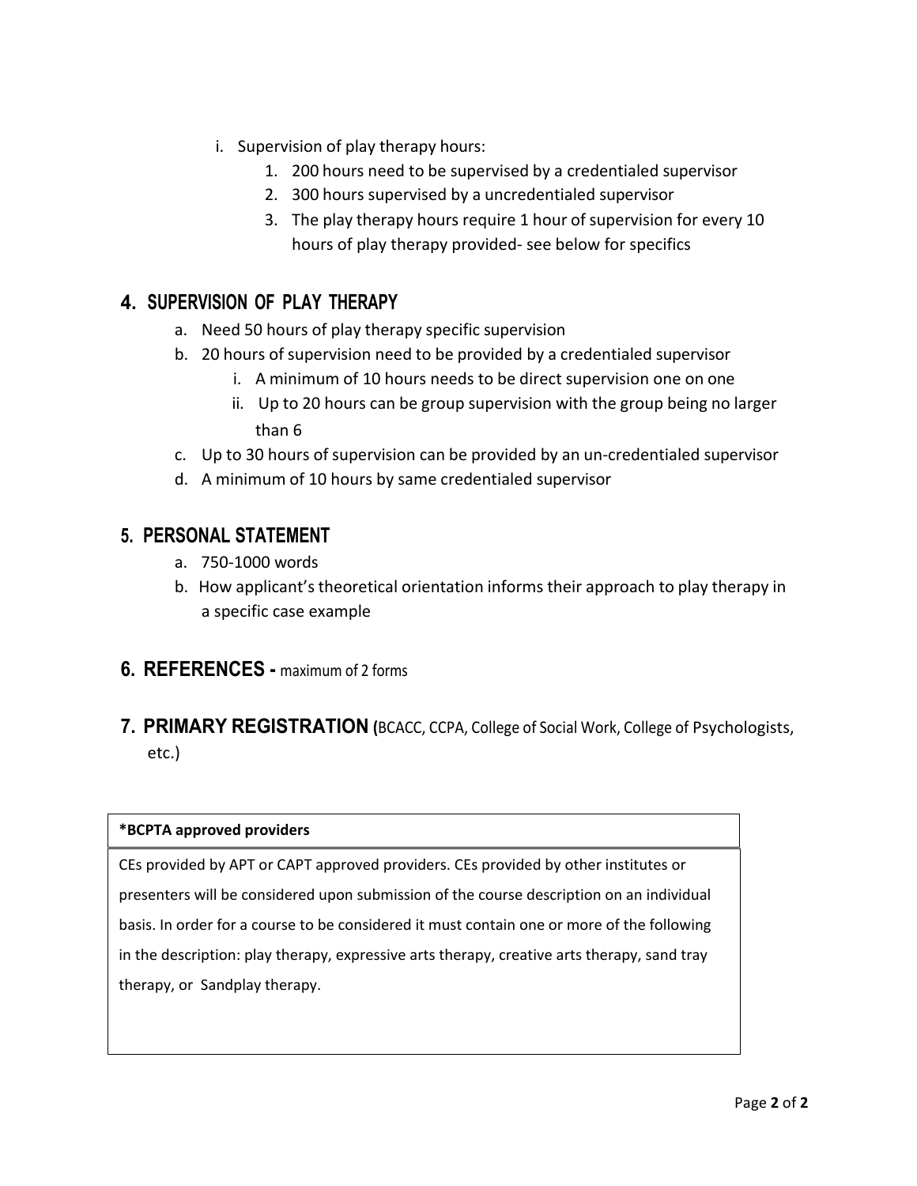i. Supervision of play therapy hours:
    1. 200 hours need to be supervised by a credentialed supervisor
    2. 300 hours supervised by a uncredentialed supervisor
    3. The play therapy hours require 1 hour of supervision for every 10 hours of play therapy provided- see below for specifics

## 4. SUPERVISION OF PLAY THERAPY

a. Need 50 hours of play therapy specific supervision
b. 20 hours of supervision need to be provided by a credentialed supervisor
    i. A minimum of 10 hours needs to be direct supervision one on one
    ii. Up to 20 hours can be group supervision with the group being no larger than 6
c. Up to 30 hours of supervision can be provided by an un-credentialed supervisor
d. A minimum of 10 hours by same credentialed supervisor

## 5. PERSONAL STATEMENT

a. 750-1000 words
b. How applicant's theoretical orientation informs their approach to play therapy in a specific case example

## 6. REFERENCES - maximum of 2 forms

## 7. PRIMARY REGISTRATION (BCACC, CCPA, College of Social Work, College of Psychologists, etc.)

| *BCPTA approved providers |
| --- |
| CEs provided by APT or CAPT approved providers. CEs provided by other institutes or presenters will be considered upon submission of the course description on an individual basis. In order for a course to be considered it must contain one or more of the following in the description: play therapy, expressive arts therapy, creative arts therapy, sand tray therapy, or Sandplay therapy. |